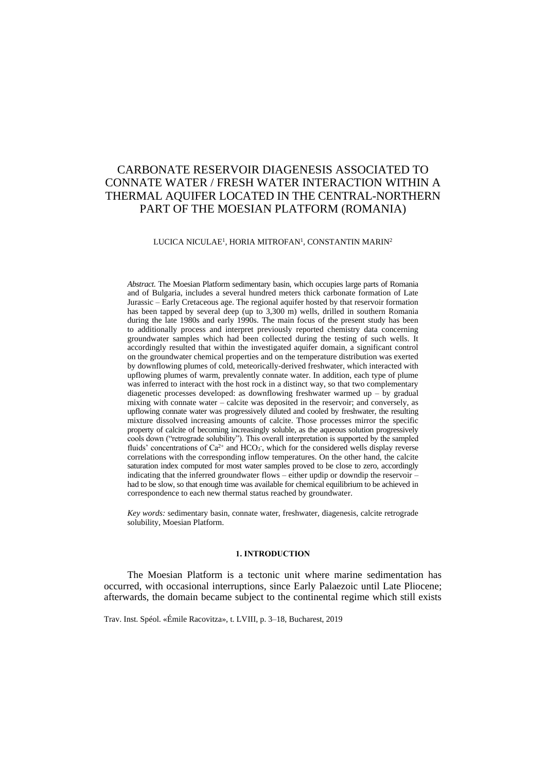# CARBONATE RESERVOIR DIAGENESIS ASSOCIATED TO CONNATE WATER / FRESH WATER INTERACTION WITHIN A THERMAL AQUIFER LOCATED IN THE CENTRAL-NORTHERN PART OF THE MOESIAN PLATFORM (ROMANIA)

LUCICA NICULAE[1], HORIA MITROFAN[1], CONSTANTIN MARIN[2]

*Abstract.* The Moesian Platform sedimentary basin, which occupies large parts of Romania and of Bulgaria, includes a several hundred meters thick carbonate formation of Late Jurassic – Early Cretaceous age. The regional aquifer hosted by that reservoir formation has been tapped by several deep (up to 3,300 m) wells, drilled in southern Romania during the late 1980s and early 1990s. The main focus of the present study has been to additionally process and interpret previously reported chemistry data concerning groundwater samples which had been collected during the testing of such wells. It accordingly resulted that within the investigated aquifer domain, a significant control on the groundwater chemical properties and on the temperature distribution was exerted by downflowing plumes of cold, meteorically-derived freshwater, which interacted with upflowing plumes of warm, prevalently connate water. In addition, each type of plume was inferred to interact with the host rock in a distinct way, so that two complementary diagenetic processes developed: as downflowing freshwater warmed up – by gradual mixing with connate water – calcite was deposited in the reservoir; and conversely, as upflowing connate water was progressively diluted and cooled by freshwater, the resulting mixture dissolved increasing amounts of calcite. Those processes mirror the specific property of calcite of becoming increasingly soluble, as the aqueous solution progressively cools down ("retrograde solubility"). This overall interpretation is supported by the sampled fluids' concentrations of $Ca^{2+}$ and $HCO_3^-$, which for the considered wells display reverse correlations with the corresponding inflow temperatures. On the other hand, the calcite saturation index computed for most water samples proved to be close to zero, accordingly indicating that the inferred groundwater flows – either updip or downdip the reservoir – had to be slow, so that enough time was available for chemical equilibrium to be achieved in correspondence to each new thermal status reached by groundwater.

*Key words:* sedimentary basin, connate water, freshwater, diagenesis, calcite retrograde solubility, Moesian Platform.

## 1. INTRODUCTION

The Moesian Platform is a tectonic unit where marine sedimentation has occurred, with occasional interruptions, since Early Palaezoic until Late Pliocene; afterwards, the domain became subject to the continental regime which still exists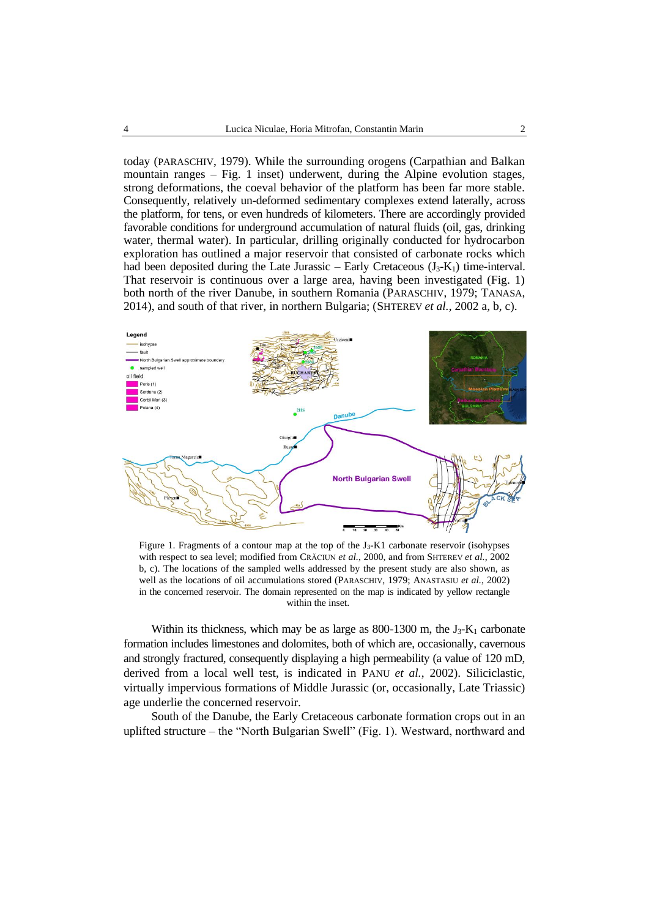today (PARASCHIV, 1979). While the surrounding orogens (Carpathian and Balkan mountain ranges – Fig. 1 inset) underwent, during the Alpine evolution stages, strong deformations, the coeval behavior of the platform has been far more stable. Consequently, relatively un-deformed sedimentary complexes extend laterally, across the platform, for tens, or even hundreds of kilometers. There are accordingly provided favorable conditions for underground accumulation of natural fluids (oil, gas, drinking water, thermal water). In particular, drilling originally conducted for hydrocarbon exploration has outlined a major reservoir that consisted of carbonate rocks which had been deposited during the Late Jurassic – Early Cretaceous ($J_3$-$K_1$) time-interval. That reservoir is continuous over a large area, having been investigated (Fig. 1) both north of the river Danube, in southern Romania (PARASCHIV, 1979; TANASA, 2014), and south of that river, in northern Bulgaria; (SHTEREV *et al.*, 2002 a, b, c).

Figure 1. Fragments of a contour map at the top of the $J_3$-K1 carbonate reservoir (isohypses with respect to sea level; modified from CRĂCIUN *et al.*, 2000, and from SHTEREV *et al.*, 2002 b, c). The locations of the sampled wells addressed by the present study are also shown, as well as the locations of oil accumulations stored (PARASCHIV, 1979; ANASTASIU *et al.*, 2002) in the concerned reservoir. The domain represented on the map is indicated by yellow rectangle within the inset.

Within its thickness, which may be as large as 800-1300 m, the $J_3$-$K_1$ carbonate formation includes limestones and dolomites, both of which are, occasionally, cavernous and strongly fractured, consequently displaying a high permeability (a value of 120 mD, derived from a local well test, is indicated in PANU *et al.*, 2002). Siliciclastic, virtually impervious formations of Middle Jurassic (or, occasionally, Late Triassic) age underlie the concerned reservoir.

South of the Danube, the Early Cretaceous carbonate formation crops out in an uplifted structure – the "North Bulgarian Swell" (Fig. 1). Westward, northward and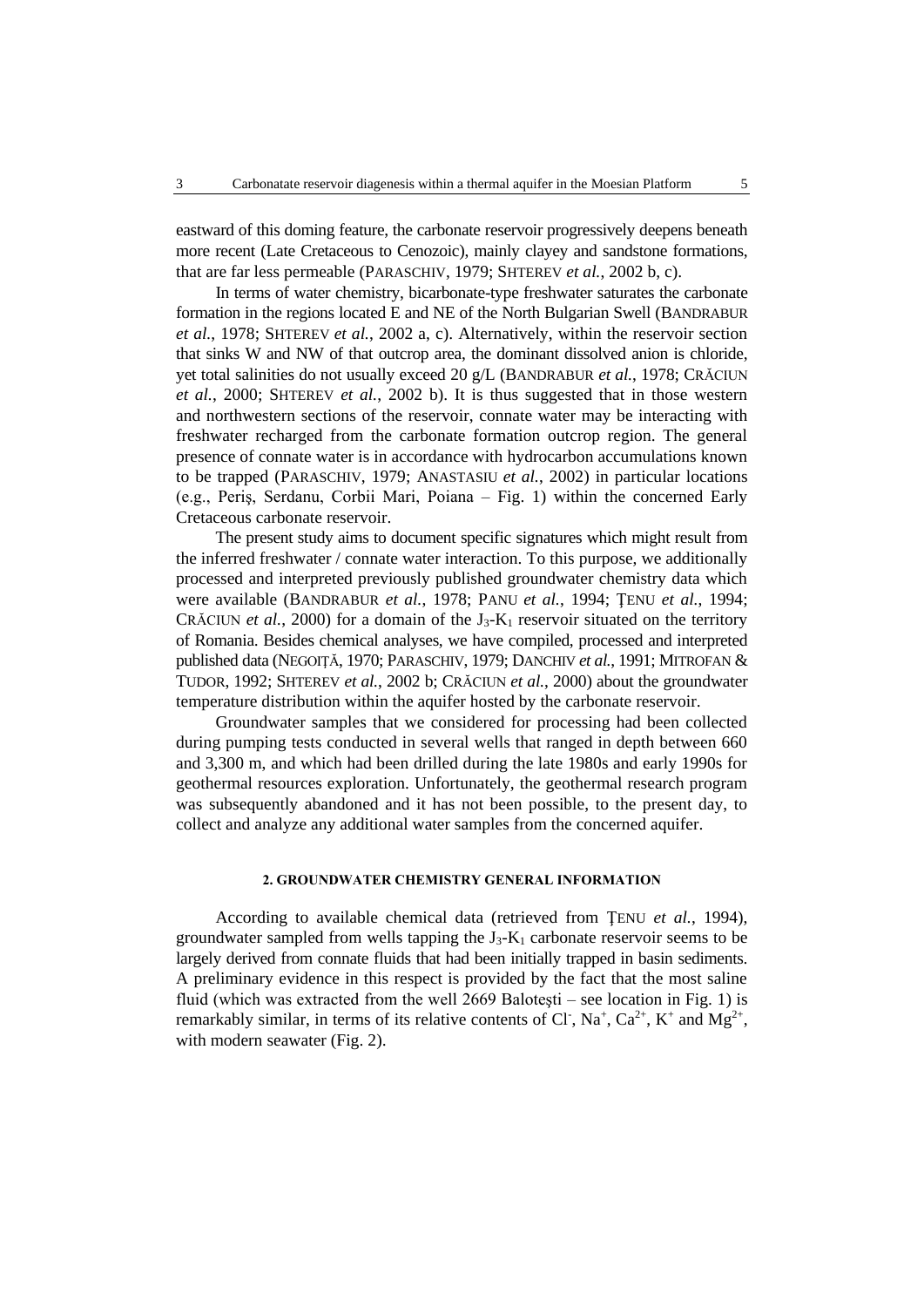eastward of this doming feature, the carbonate reservoir progressively deepens beneath more recent (Late Cretaceous to Cenozoic), mainly clayey and sandstone formations, that are far less permeable (PARASCHIV, 1979; SHTEREV *et al.*, 2002 b, c).

In terms of water chemistry, bicarbonate-type freshwater saturates the carbonate formation in the regions located E and NE of the North Bulgarian Swell (BANDRABUR *et al.*, 1978; SHTEREV *et al.*, 2002 a, c). Alternatively, within the reservoir section that sinks W and NW of that outcrop area, the dominant dissolved anion is chloride, yet total salinities do not usually exceed 20 g/L (BANDRABUR *et al.*, 1978; CRĂCIUN *et al.*, 2000; SHTEREV *et al.*, 2002 b). It is thus suggested that in those western and northwestern sections of the reservoir, connate water may be interacting with freshwater recharged from the carbonate formation outcrop region. The general presence of connate water is in accordance with hydrocarbon accumulations known to be trapped (PARASCHIV, 1979; ANASTASIU *et al.*, 2002) in particular locations (e.g., Periş, Serdanu, Corbii Mari, Poiana – Fig. 1) within the concerned Early Cretaceous carbonate reservoir.

The present study aims to document specific signatures which might result from the inferred freshwater / connate water interaction. To this purpose, we additionally processed and interpreted previously published groundwater chemistry data which were available (BANDRABUR *et al.*, 1978; PANU *et al.*, 1994; ŢENU *et al.*, 1994; CRĂCIUN *et al.*, 2000) for a domain of the $J_3$-$K_1$ reservoir situated on the territory of Romania. Besides chemical analyses, we have compiled, processed and interpreted published data (NEGOIŢĂ, 1970; PARASCHIV, 1979; DANCHIV *et al.*, 1991; MITROFAN & TUDOR, 1992; SHTEREV *et al.*, 2002 b; CRĂCIUN *et al.*, 2000) about the groundwater temperature distribution within the aquifer hosted by the carbonate reservoir.

Groundwater samples that we considered for processing had been collected during pumping tests conducted in several wells that ranged in depth between 660 and 3,300 m, and which had been drilled during the late 1980s and early 1990s for geothermal resources exploration. Unfortunately, the geothermal research program was subsequently abandoned and it has not been possible, to the present day, to collect and analyze any additional water samples from the concerned aquifer.

## 2. GROUNDWATER CHEMISTRY GENERAL INFORMATION

According to available chemical data (retrieved from ŢENU *et al.*, 1994), groundwater sampled from wells tapping the $J_3$-$K_1$ carbonate reservoir seems to be largely derived from connate fluids that had been initially trapped in basin sediments. A preliminary evidence in this respect is provided by the fact that the most saline fluid (which was extracted from the well 2669 Baloteşti – see location in Fig. 1) is remarkably similar, in terms of its relative contents of $Cl^-$, $Na^+$, $Ca^{2+}$, $K^+$ and $Mg^{2+}$, with modern seawater (Fig. 2).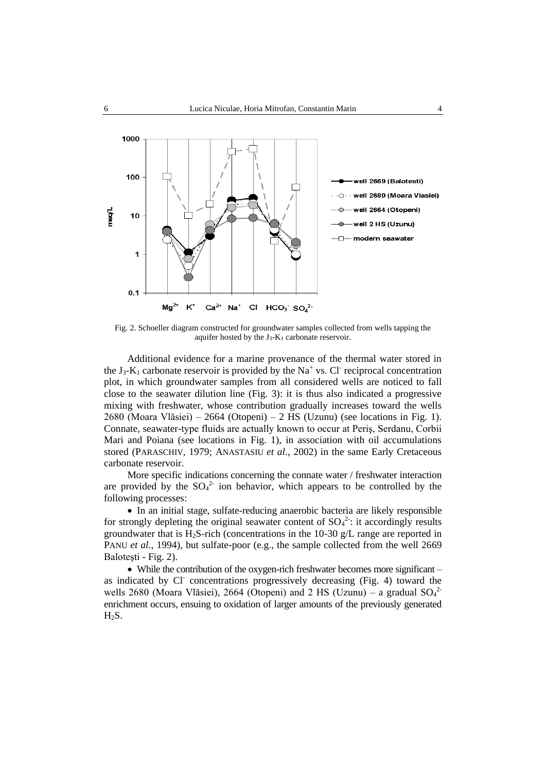Fig. 2. Schoeller diagram constructed for groundwater samples collected from wells tapping the aquifer hosted by the $J_3$-$K_1$ carbonate reservoir.

Additional evidence for a marine provenance of the thermal water stored in the $J_3$-$K_1$ carbonate reservoir is provided by the $Na^+$ vs. $Cl^-$ reciprocal concentration plot, in which groundwater samples from all considered wells are noticed to fall close to the seawater dilution line (Fig. 3): it is thus also indicated a progressive mixing with freshwater, whose contribution gradually increases toward the wells 2680 (Moara Vlăsiei) – 2664 (Otopeni) – 2 HS (Uzunu) (see locations in Fig. 1). Connate, seawater-type fluids are actually known to occur at Periş, Serdanu, Corbii Mari and Poiana (see locations in Fig. 1), in association with oil accumulations stored (PARASCHIV, 1979; ANASTASIU *et al.*, 2002) in the same Early Cretaceous carbonate reservoir.

More specific indications concerning the connate water / freshwater interaction are provided by the $SO_4^{2-}$ ion behavior, which appears to be controlled by the following processes:

- In an initial stage, sulfate-reducing anaerobic bacteria are likely responsible for strongly depleting the original seawater content of $SO_4^{2-}$: it accordingly results groundwater that is $H_2S$-rich (concentrations in the 10-30 g/L range are reported in PANU *et al.*, 1994), but sulfate-poor (e.g., the sample collected from the well 2669 Baloteşti - Fig. 2).
- While the contribution of the oxygen-rich freshwater becomes more significant – as indicated by $Cl^-$ concentrations progressively decreasing (Fig. 4) toward the wells 2680 (Moara Vlăsiei), 2664 (Otopeni) and 2 HS (Uzunu) – a gradual $SO_4^{2-}$ enrichment occurs, ensuing to oxidation of larger amounts of the previously generated $H_2S$.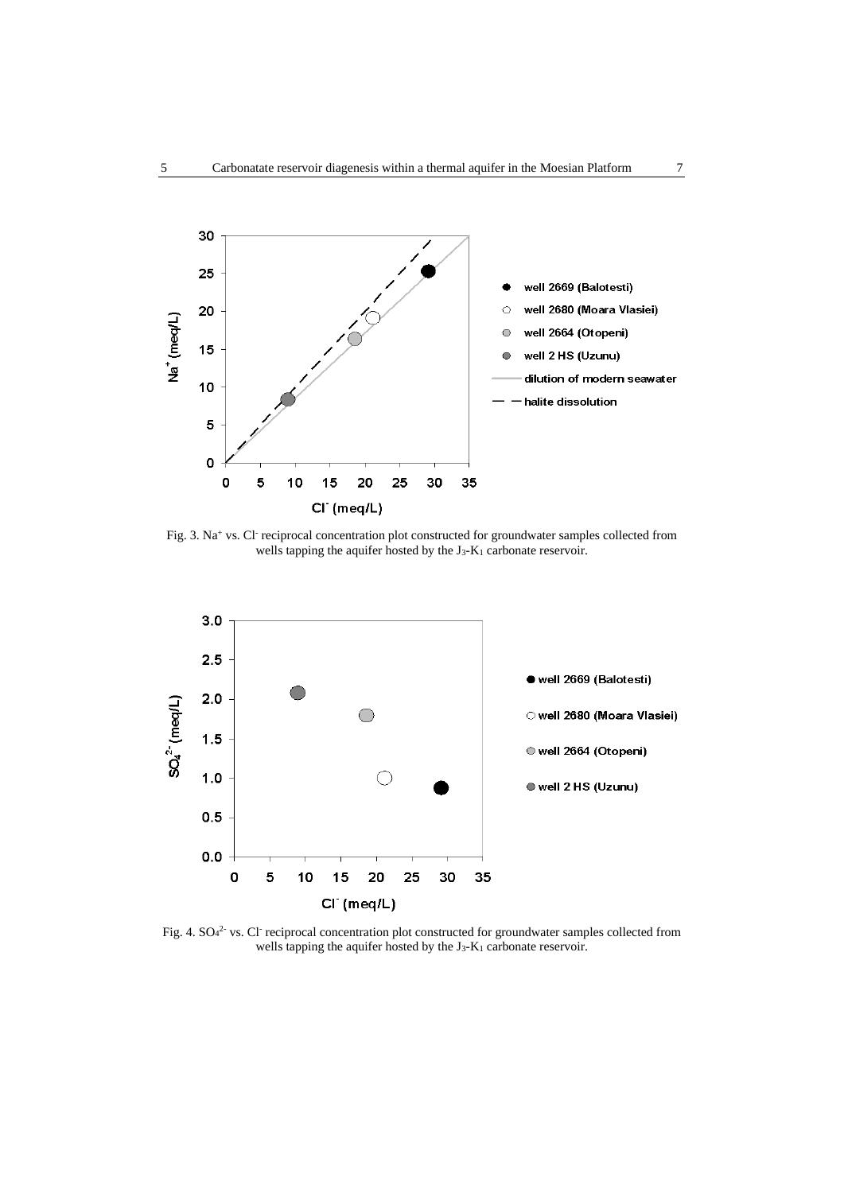Fig. 3. $Na^+$ vs. $Cl^-$ reciprocal concentration plot constructed for groundwater samples collected from wells tapping the aquifer hosted by the $J_3$-$K_1$ carbonate reservoir.

Fig. 4. $SO_4^{2-}$ vs. $Cl^-$ reciprocal concentration plot constructed for groundwater samples collected from wells tapping the aquifer hosted by the $J_3$-$K_1$ carbonate reservoir.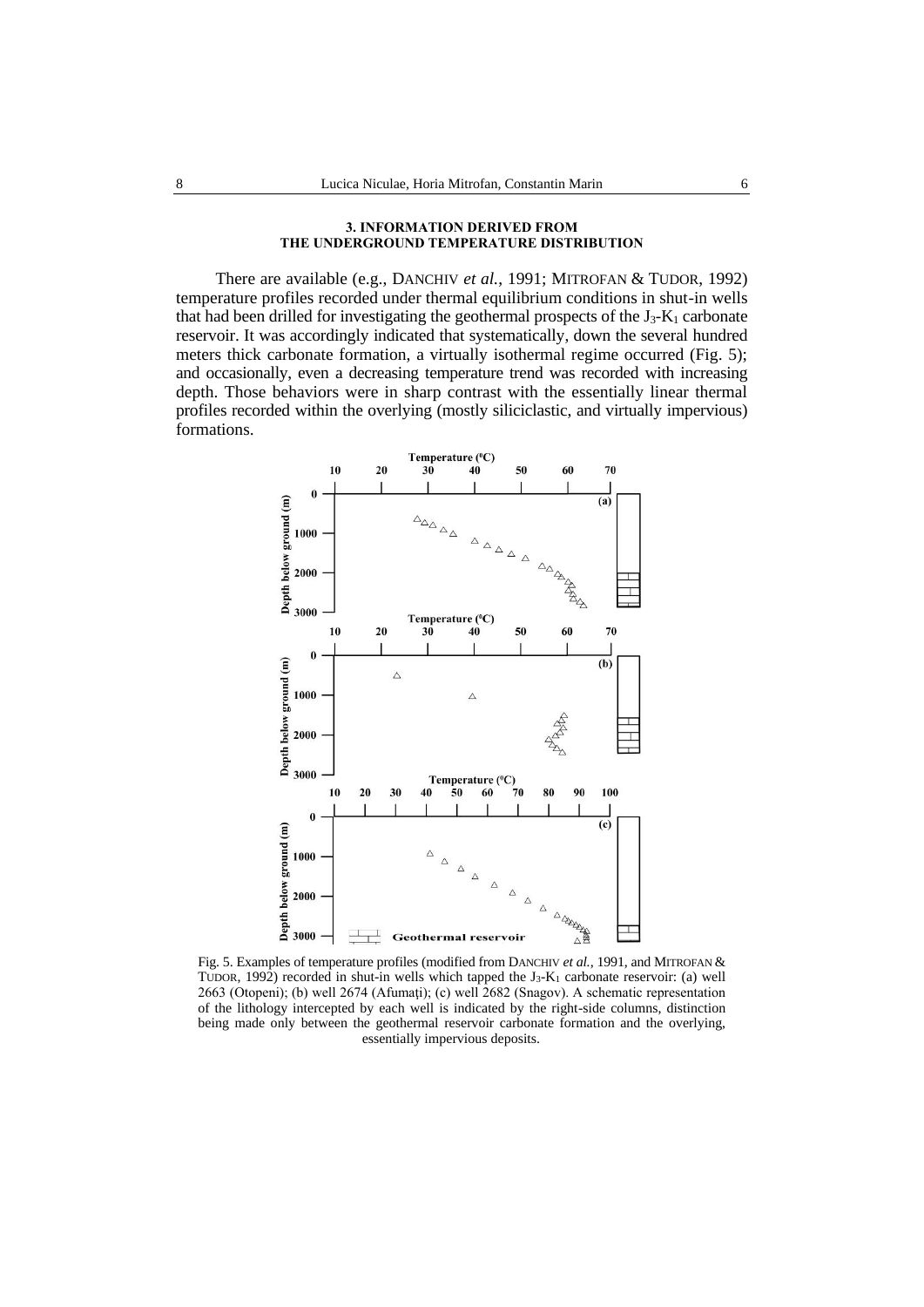### 3. INFORMATION DERIVED FROM THE UNDERGROUND TEMPERATURE DISTRIBUTION

There are available (e.g., DANCHIV *et al.*, 1991; MITROFAN & TUDOR, 1992) temperature profiles recorded under thermal equilibrium conditions in shut-in wells that had been drilled for investigating the geothermal prospects of the $J_3$-$K_1$ carbonate reservoir. It was accordingly indicated that systematically, down the several hundred meters thick carbonate formation, a virtually isothermal regime occurred (Fig. 5); and occasionally, even a decreasing temperature trend was recorded with increasing depth. Those behaviors were in sharp contrast with the essentially linear thermal profiles recorded within the overlying (mostly siliciclastic, and virtually impervious) formations.

Fig. 5. Examples of temperature profiles (modified from DANCHIV *et al.*, 1991, and MITROFAN & TUDOR, 1992) recorded in shut-in wells which tapped the $J_3$-$K_1$ carbonate reservoir: (a) well 2663 (Otopeni); (b) well 2674 (Afumaţi); (c) well 2682 (Snagov). A schematic representation of the lithology intercepted by each well is indicated by the right-side columns, distinction being made only between the geothermal reservoir carbonate formation and the overlying, essentially impervious deposits.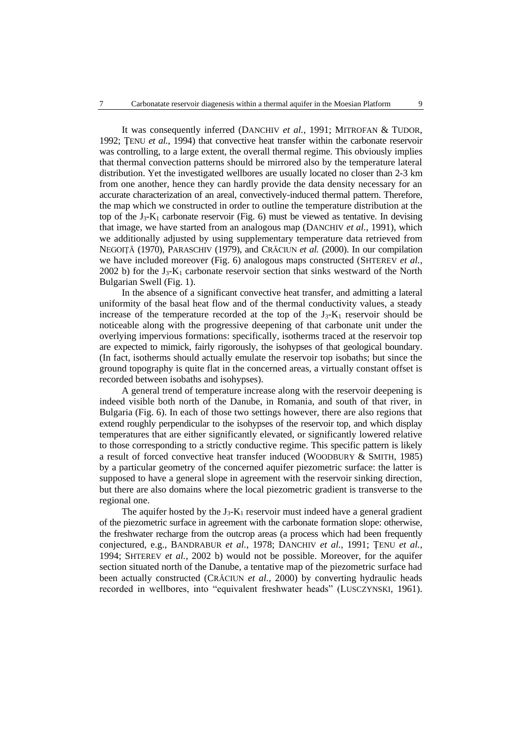It was consequently inferred (DANCHIV *et al.*, 1991; MITROFAN & TUDOR, 1992; ŢENU *et al.*, 1994) that convective heat transfer within the carbonate reservoir was controlling, to a large extent, the overall thermal regime. This obviously implies that thermal convection patterns should be mirrored also by the temperature lateral distribution. Yet the investigated wellbores are usually located no closer than 2-3 km from one another, hence they can hardly provide the data density necessary for an accurate characterization of an areal, convectively-induced thermal pattern. Therefore, the map which we constructed in order to outline the temperature distribution at the top of the $J_3$-$K_1$ carbonate reservoir (Fig. 6) must be viewed as tentative. In devising that image, we have started from an analogous map (DANCHIV *et al.*, 1991), which we additionally adjusted by using supplementary temperature data retrieved from NEGOIŢĂ (1970), PARASCHIV (1979), and CRĂCIUN *et al.* (2000). In our compilation we have included moreover (Fig. 6) analogous maps constructed (SHTEREV *et al.*, 2002 b) for the $J_3$-$K_1$ carbonate reservoir section that sinks westward of the North Bulgarian Swell (Fig. 1).

In the absence of a significant convective heat transfer, and admitting a lateral uniformity of the basal heat flow and of the thermal conductivity values, a steady increase of the temperature recorded at the top of the $J_3$-$K_1$ reservoir should be noticeable along with the progressive deepening of that carbonate unit under the overlying impervious formations: specifically, isotherms traced at the reservoir top are expected to mimick, fairly rigorously, the isohypses of that geological boundary. (In fact, isotherms should actually emulate the reservoir top isobaths; but since the ground topography is quite flat in the concerned areas, a virtually constant offset is recorded between isobaths and isohypses).

A general trend of temperature increase along with the reservoir deepening is indeed visible both north of the Danube, in Romania, and south of that river, in Bulgaria (Fig. 6). In each of those two settings however, there are also regions that extend roughly perpendicular to the isohypses of the reservoir top, and which display temperatures that are either significantly elevated, or significantly lowered relative to those corresponding to a strictly conductive regime. This specific pattern is likely a result of forced convective heat transfer induced (WOODBURY & SMITH, 1985) by a particular geometry of the concerned aquifer piezometric surface: the latter is supposed to have a general slope in agreement with the reservoir sinking direction, but there are also domains where the local piezometric gradient is transverse to the regional one.

The aquifer hosted by the $J_3$-$K_1$ reservoir must indeed have a general gradient of the piezometric surface in agreement with the carbonate formation slope: otherwise, the freshwater recharge from the outcrop areas (a process which had been frequently conjectured, e.g., BANDRABUR *et al.*, 1978; DANCHIV *et al.*, 1991; ŢENU *et al.*, 1994; SHTEREV *et al.*, 2002 b) would not be possible. Moreover, for the aquifer section situated north of the Danube, a tentative map of the piezometric surface had been actually constructed (CRĂCIUN *et al.*, 2000) by converting hydraulic heads recorded in wellbores, into "equivalent freshwater heads" (LUSCZYNSKI, 1961).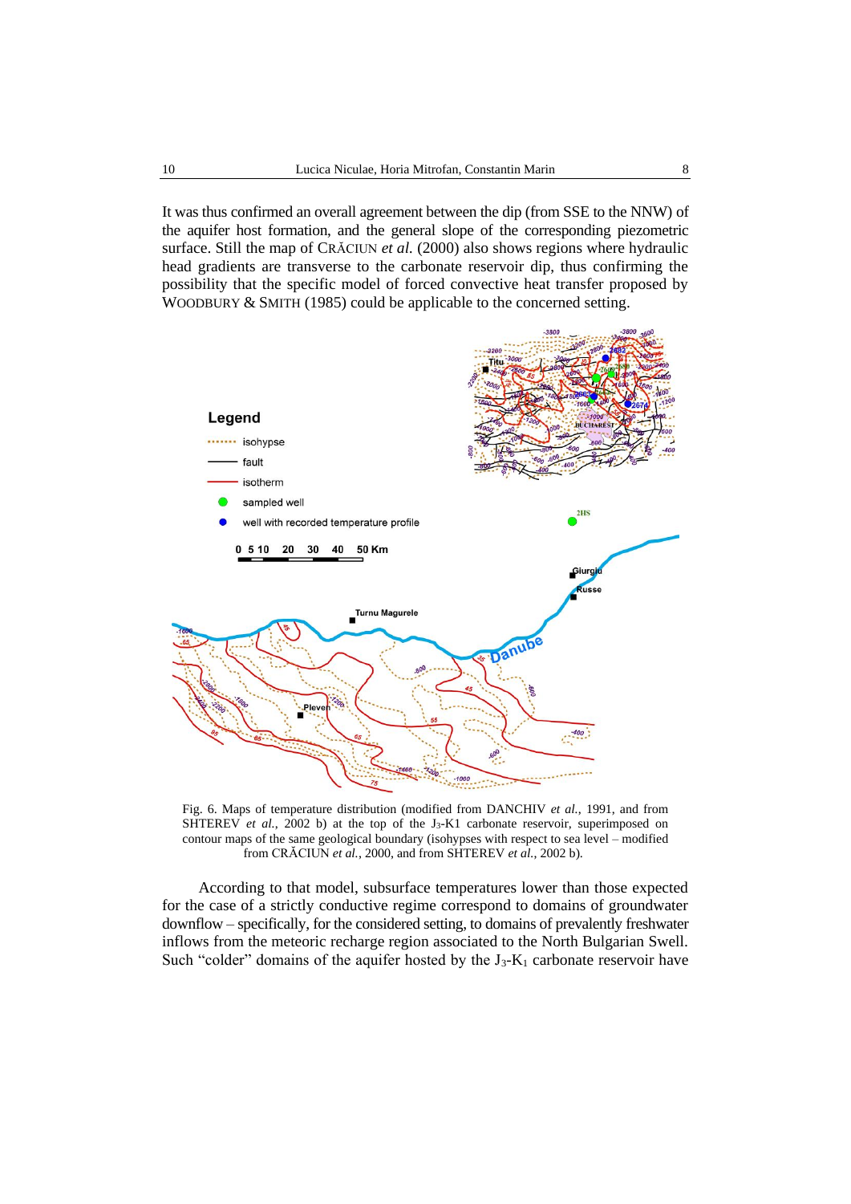It was thus confirmed an overall agreement between the dip (from SSE to the NNW) of the aquifer host formation, and the general slope of the corresponding piezometric surface. Still the map of CRĂCIUN *et al.* (2000) also shows regions where hydraulic head gradients are transverse to the carbonate reservoir dip, thus confirming the possibility that the specific model of forced convective heat transfer proposed by WOODBURY & SMITH (1985) could be applicable to the concerned setting.

Fig. 6. Maps of temperature distribution (modified from DANCHIV *et al.*, 1991, and from SHTEREV *et al.*, 2002 b) at the top of the $J_3$-K1 carbonate reservoir, superimposed on contour maps of the same geological boundary (isohypses with respect to sea level – modified from CRĂCIUN *et al.*, 2000, and from SHTEREV *et al.*, 2002 b).

According to that model, subsurface temperatures lower than those expected for the case of a strictly conductive regime correspond to domains of groundwater downflow – specifically, for the considered setting, to domains of prevalently freshwater inflows from the meteoric recharge region associated to the North Bulgarian Swell. Such "colder" domains of the aquifer hosted by the $J_3$-$K_1$ carbonate reservoir have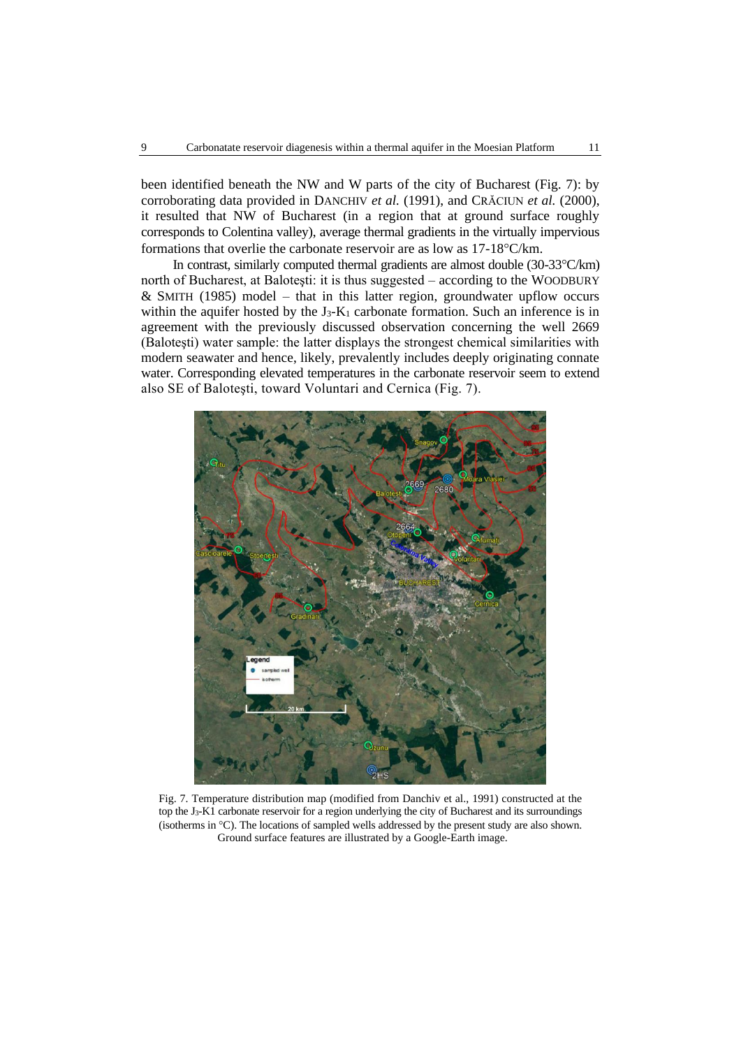been identified beneath the NW and W parts of the city of Bucharest (Fig. 7): by corroborating data provided in DANCHIV *et al.* (1991), and CRĂCIUN *et al.* (2000), it resulted that NW of Bucharest (in a region that at ground surface roughly corresponds to Colentina valley), average thermal gradients in the virtually impervious formations that overlie the carbonate reservoir are as low as 17-18°C/km.

In contrast, similarly computed thermal gradients are almost double (30-33°C/km) north of Bucharest, at Baloteşti: it is thus suggested – according to the WOODBURY & SMITH (1985) model – that in this latter region, groundwater upflow occurs within the aquifer hosted by the $J_3$-$K_1$ carbonate formation. Such an inference is in agreement with the previously discussed observation concerning the well 2669 (Baloteşti) water sample: the latter displays the strongest chemical similarities with modern seawater and hence, likely, prevalently includes deeply originating connate water. Corresponding elevated temperatures in the carbonate reservoir seem to extend also SE of Baloteşti, toward Voluntari and Cernica (Fig. 7).

Fig. 7. Temperature distribution map (modified from Danchiv et al., 1991) constructed at the top the $J_3$-K1 carbonate reservoir for a region underlying the city of Bucharest and its surroundings (isotherms in °C). The locations of sampled wells addressed by the present study are also shown. Ground surface features are illustrated by a Google-Earth image.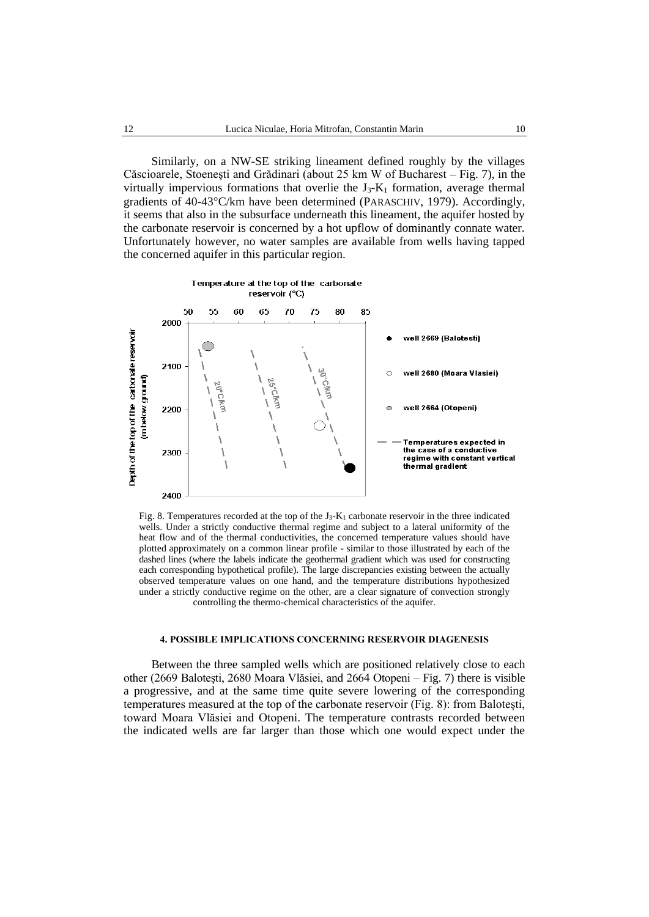Similarly, on a NW-SE striking lineament defined roughly by the villages Căscioarele, Stoeneşti and Grădinari (about 25 km W of Bucharest – Fig. 7), in the virtually impervious formations that overlie the $J_3$-$K_1$ formation, average thermal gradients of 40-43°C/km have been determined (PARASCHIV, 1979). Accordingly, it seems that also in the subsurface underneath this lineament, the aquifer hosted by the carbonate reservoir is concerned by a hot upflow of dominantly connate water. Unfortunately however, no water samples are available from wells having tapped the concerned aquifer in this particular region.

Fig. 8. Temperatures recorded at the top of the $J_3$-$K_1$ carbonate reservoir in the three indicated wells. Under a strictly conductive thermal regime and subject to a lateral uniformity of the heat flow and of the thermal conductivities, the concerned temperature values should have plotted approximately on a common linear profile - similar to those illustrated by each of the dashed lines (where the labels indicate the geothermal gradient which was used for constructing each corresponding hypothetical profile). The large discrepancies existing between the actually observed temperature values on one hand, and the temperature distributions hypothesized under a strictly conductive regime on the other, are a clear signature of convection strongly controlling the thermo-chemical characteristics of the aquifer.

## 4. POSSIBLE IMPLICATIONS CONCERNING RESERVOIR DIAGENESIS

Between the three sampled wells which are positioned relatively close to each other (2669 Baloteşti, 2680 Moara Vlăsiei, and 2664 Otopeni – Fig. 7) there is visible a progressive, and at the same time quite severe lowering of the corresponding temperatures measured at the top of the carbonate reservoir (Fig. 8): from Baloteşti, toward Moara Vlăsiei and Otopeni. The temperature contrasts recorded between the indicated wells are far larger than those which one would expect under the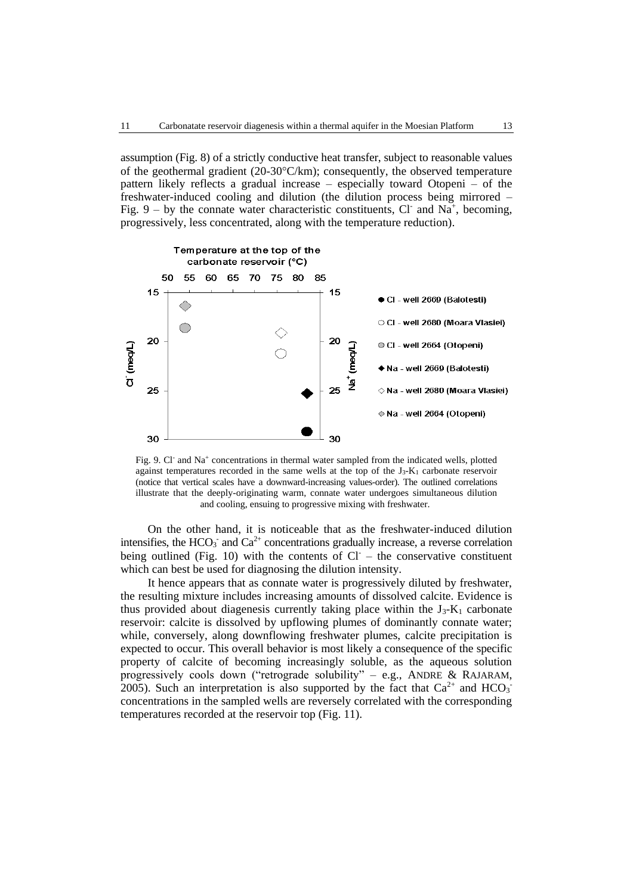assumption (Fig. 8) of a strictly conductive heat transfer, subject to reasonable values of the geothermal gradient (20-30°C/km); consequently, the observed temperature pattern likely reflects a gradual increase – especially toward Otopeni – of the freshwater-induced cooling and dilution (the dilution process being mirrored – Fig. 9 – by the connate water characteristic constituents, $Cl^-$ and $Na^+$, becoming, progressively, less concentrated, along with the temperature reduction).

Fig. 9. $Cl^-$ and $Na^+$ concentrations in thermal water sampled from the indicated wells, plotted against temperatures recorded in the same wells at the top of the $J_3$-$K_1$ carbonate reservoir (notice that vertical scales have a downward-increasing values-order). The outlined correlations illustrate that the deeply-originating warm, connate water undergoes simultaneous dilution and cooling, ensuing to progressive mixing with freshwater.

On the other hand, it is noticeable that as the freshwater-induced dilution intensifies, the $HCO_3^-$ and $Ca^{2+}$ concentrations gradually increase, a reverse correlation being outlined (Fig. 10) with the contents of $Cl^-$ – the conservative constituent which can best be used for diagnosing the dilution intensity.

It hence appears that as connate water is progressively diluted by freshwater, the resulting mixture includes increasing amounts of dissolved calcite. Evidence is thus provided about diagenesis currently taking place within the $J_3$-$K_1$ carbonate reservoir: calcite is dissolved by upflowing plumes of dominantly connate water; while, conversely, along downflowing freshwater plumes, calcite precipitation is expected to occur. This overall behavior is most likely a consequence of the specific property of calcite of becoming increasingly soluble, as the aqueous solution progressively cools down ("retrograde solubility" – e.g., ANDRE & RAJARAM, 2005). Such an interpretation is also supported by the fact that $Ca^{2+}$ and $HCO_3^-$ concentrations in the sampled wells are reversely correlated with the corresponding temperatures recorded at the reservoir top (Fig. 11).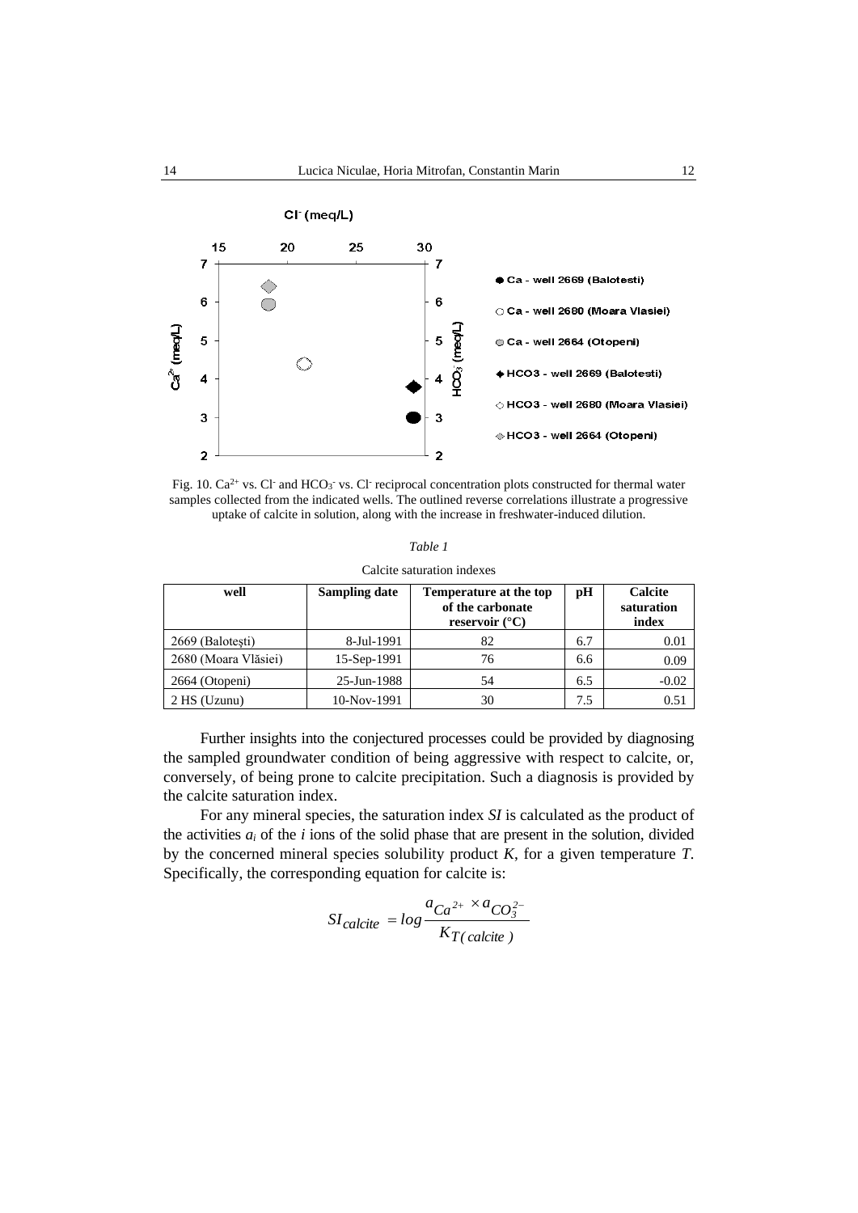Fig. 10. $Ca^{2+}$ vs. $Cl^-$ and $HCO_3^-$ vs. $Cl^-$ reciprocal concentration plots constructed for thermal water samples collected from the indicated wells. The outlined reverse correlations illustrate a progressive uptake of calcite in solution, along with the increase in freshwater-induced dilution.

*Table 1*

Calcite saturation indexes

| well | Sampling date | Temperature at the top of the carbonate reservoir (°C) | pH | Calcite saturation index |
|---|---|---|---|---|
| 2669 (Baloteşti) | 8-Jul-1991 | 82 | 6.7 | 0.01 |
| 2680 (Moara Vlăsiei) | 15-Sep-1991 | 76 | 6.6 | 0.09 |
| 2664 (Otopeni) | 25-Jun-1988 | 54 | 6.5 | -0.02 |
| 2 HS (Uzunu) | 10-Nov-1991 | 30 | 7.5 | 0.51 |

Further insights into the conjectured processes could be provided by diagnosing the sampled groundwater condition of being aggressive with respect to calcite, or, conversely, of being prone to calcite precipitation. Such a diagnosis is provided by the calcite saturation index.

For any mineral species, the saturation index *SI* is calculated as the product of the activities $a_i$ of the *i* ions of the solid phase that are present in the solution, divided by the concerned mineral species solubility product *K*, for a given temperature *T*. Specifically, the corresponding equation for calcite is:

$$SI_{calcite} = log \frac{a_{Ca^{2+}} \times a_{CO_3^{2-}}}{K_{T(calcite)}}$$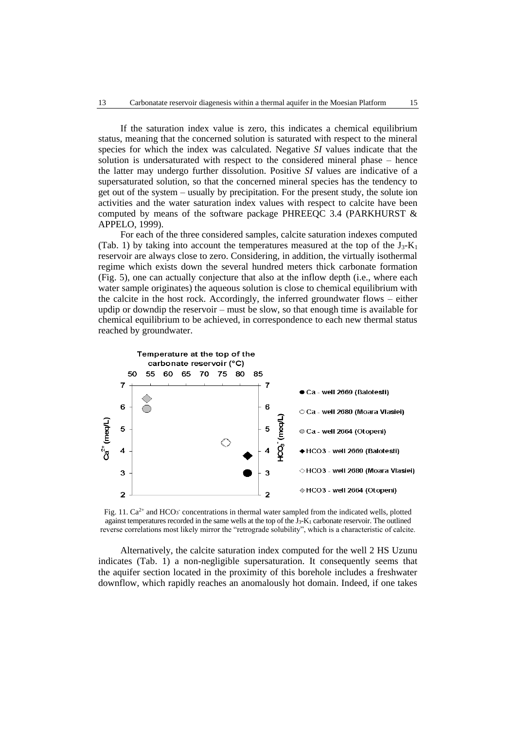If the saturation index value is zero, this indicates a chemical equilibrium status, meaning that the concerned solution is saturated with respect to the mineral species for which the index was calculated. Negative *SI* values indicate that the solution is undersaturated with respect to the considered mineral phase – hence the latter may undergo further dissolution. Positive *SI* values are indicative of a supersaturated solution, so that the concerned mineral species has the tendency to get out of the system – usually by precipitation. For the present study, the solute ion activities and the water saturation index values with respect to calcite have been computed by means of the software package PHREEQC 3.4 (PARKHURST & APPELO, 1999).

For each of the three considered samples, calcite saturation indexes computed (Tab. 1) by taking into account the temperatures measured at the top of the $J_3$-$K_1$ reservoir are always close to zero. Considering, in addition, the virtually isothermal regime which exists down the several hundred meters thick carbonate formation (Fig. 5), one can actually conjecture that also at the inflow depth (i.e., where each water sample originates) the aqueous solution is close to chemical equilibrium with the calcite in the host rock. Accordingly, the inferred groundwater flows – either updip or downdip the reservoir – must be slow, so that enough time is available for chemical equilibrium to be achieved, in correspondence to each new thermal status reached by groundwater.

Fig. 11. $Ca^{2+}$ and $HCO_3^-$ concentrations in thermal water sampled from the indicated wells, plotted against temperatures recorded in the same wells at the top of the $J_3$-$K_1$ carbonate reservoir. The outlined reverse correlations most likely mirror the "retrograde solubility", which is a characteristic of calcite.

Alternatively, the calcite saturation index computed for the well 2 HS Uzunu indicates (Tab. 1) a non-negligible supersaturation. It consequently seems that the aquifer section located in the proximity of this borehole includes a freshwater downflow, which rapidly reaches an anomalously hot domain. Indeed, if one takes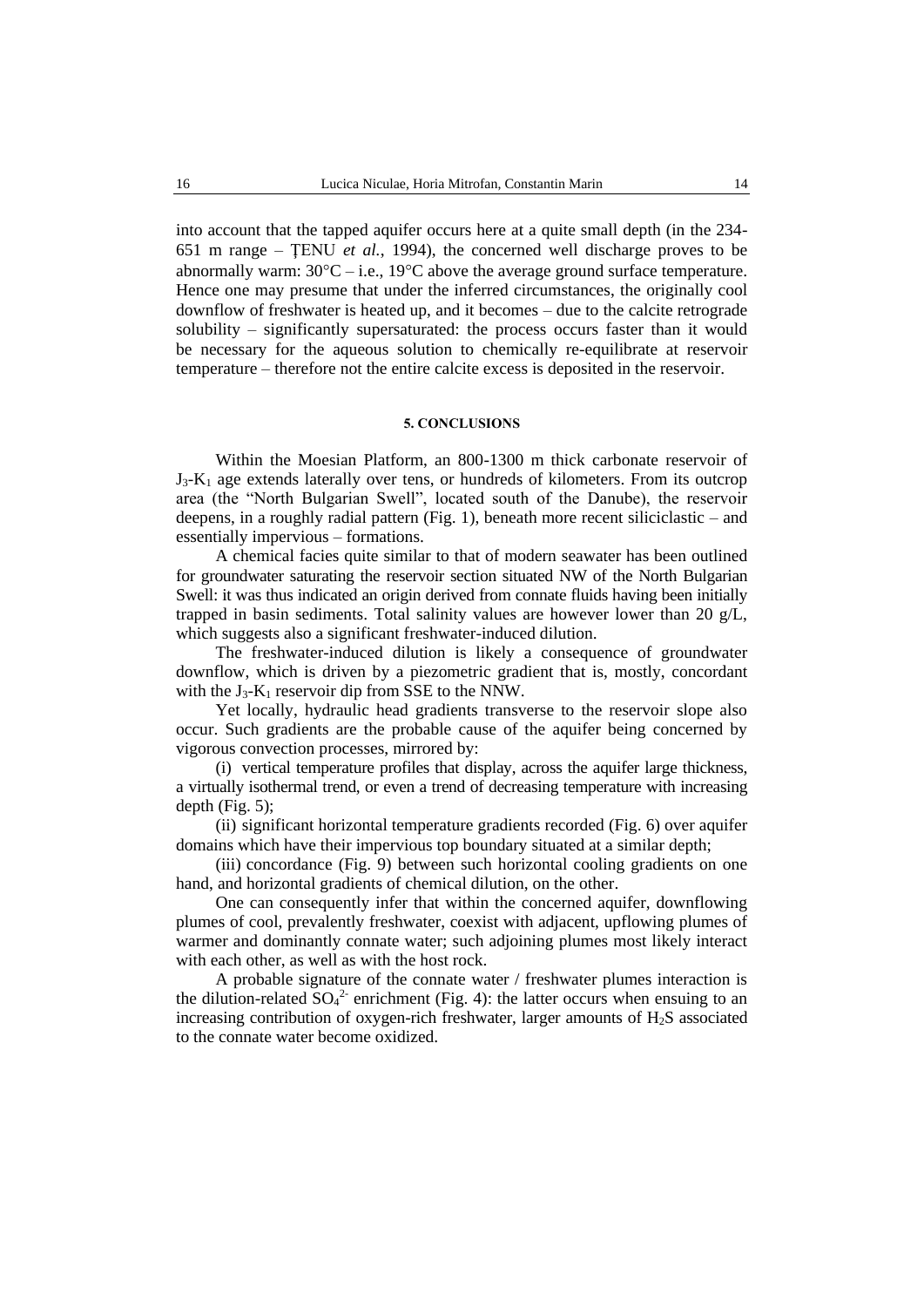into account that the tapped aquifer occurs here at a quite small depth (in the 234-651 m range – ŢENU *et al.*, 1994), the concerned well discharge proves to be abnormally warm: 30°C – i.e., 19°C above the average ground surface temperature. Hence one may presume that under the inferred circumstances, the originally cool downflow of freshwater is heated up, and it becomes – due to the calcite retrograde solubility – significantly supersaturated: the process occurs faster than it would be necessary for the aqueous solution to chemically re-equilibrate at reservoir temperature – therefore not the entire calcite excess is deposited in the reservoir.

## 5. CONCLUSIONS

Within the Moesian Platform, an 800-1300 m thick carbonate reservoir of $J_3$-$K_1$ age extends laterally over tens, or hundreds of kilometers. From its outcrop area (the "North Bulgarian Swell", located south of the Danube), the reservoir deepens, in a roughly radial pattern (Fig. 1), beneath more recent siliciclastic – and essentially impervious – formations.

A chemical facies quite similar to that of modern seawater has been outlined for groundwater saturating the reservoir section situated NW of the North Bulgarian Swell: it was thus indicated an origin derived from connate fluids having been initially trapped in basin sediments. Total salinity values are however lower than 20 g/L, which suggests also a significant freshwater-induced dilution.

The freshwater-induced dilution is likely a consequence of groundwater downflow, which is driven by a piezometric gradient that is, mostly, concordant with the $J_3$-$K_1$ reservoir dip from SSE to the NNW.

Yet locally, hydraulic head gradients transverse to the reservoir slope also occur. Such gradients are the probable cause of the aquifer being concerned by vigorous convection processes, mirrored by:

(i) vertical temperature profiles that display, across the aquifer large thickness, a virtually isothermal trend, or even a trend of decreasing temperature with increasing depth (Fig. 5);

(ii) significant horizontal temperature gradients recorded (Fig. 6) over aquifer domains which have their impervious top boundary situated at a similar depth;

(iii) concordance (Fig. 9) between such horizontal cooling gradients on one hand, and horizontal gradients of chemical dilution, on the other.

One can consequently infer that within the concerned aquifer, downflowing plumes of cool, prevalently freshwater, coexist with adjacent, upflowing plumes of warmer and dominantly connate water; such adjoining plumes most likely interact with each other, as well as with the host rock.

A probable signature of the connate water / freshwater plumes interaction is the dilution-related $SO_4^{2-}$ enrichment (Fig. 4): the latter occurs when ensuing to an increasing contribution of oxygen-rich freshwater, larger amounts of $H_2S$ associated to the connate water become oxidized.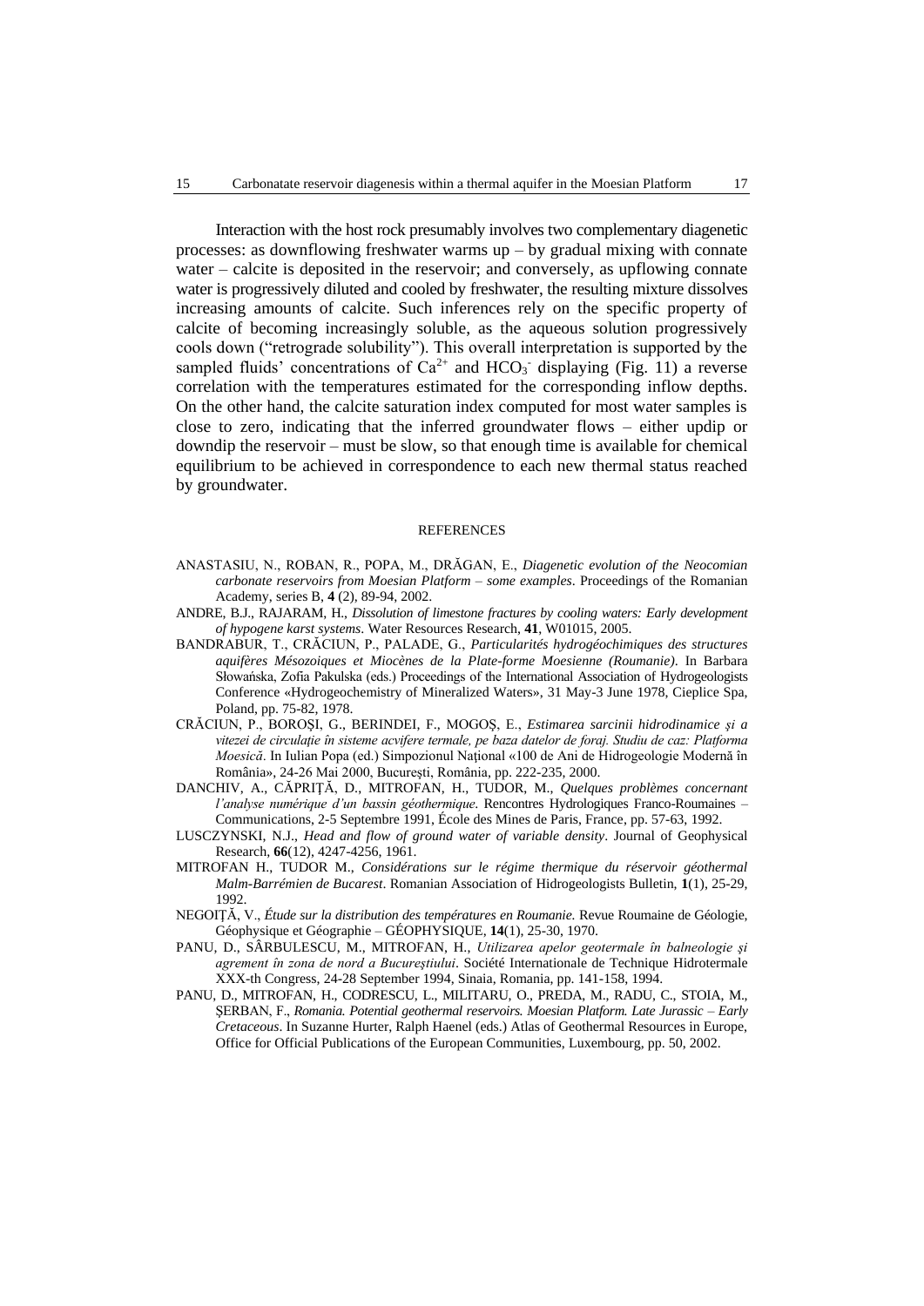Interaction with the host rock presumably involves two complementary diagenetic processes: as downflowing freshwater warms up – by gradual mixing with connate water – calcite is deposited in the reservoir; and conversely, as upflowing connate water is progressively diluted and cooled by freshwater, the resulting mixture dissolves increasing amounts of calcite. Such inferences rely on the specific property of calcite of becoming increasingly soluble, as the aqueous solution progressively cools down ("retrograde solubility"). This overall interpretation is supported by the sampled fluids' concentrations of $Ca^{2+}$ and $HCO_3^-$ displaying (Fig. 11) a reverse correlation with the temperatures estimated for the corresponding inflow depths. On the other hand, the calcite saturation index computed for most water samples is close to zero, indicating that the inferred groundwater flows – either updip or downdip the reservoir – must be slow, so that enough time is available for chemical equilibrium to be achieved in correspondence to each new thermal status reached by groundwater.

## REFERENCES

ANASTASIU, N., ROBAN, R., POPA, M., DRĂGAN, E., *Diagenetic evolution of the Neocomian carbonate reservoirs from Moesian Platform – some examples*. Proceedings of the Romanian Academy, series B, **4** (2), 89-94, 2002.

ANDRE, B.J., RAJARAM, H., *Dissolution of limestone fractures by cooling waters: Early development of hypogene karst systems*. Water Resources Research, **41**, W01015, 2005.

BANDRABUR, T., CRĂCIUN, P., PALADE, G., *Particularités hydrogéochimiques des structures aquifères Mésozoiques et Miocènes de la Plate-forme Moesienne (Roumanie)*. In Barbara Słowańska, Zofia Pakulska (eds.) Proceedings of the International Association of Hydrogeologists Conference «Hydrogeochemistry of Mineralized Waters», 31 May-3 June 1978, Cieplice Spa, Poland, pp. 75-82, 1978.

CRĂCIUN, P., BOROŞI, G., BERINDEI, F., MOGOȘ, E., *Estimarea sarcinii hidrodinamice şi a vitezei de circulaţie în sisteme acvifere termale, pe baza datelor de foraj. Studiu de caz: Platforma Moesică*. In Iulian Popa (ed.) Simpozionul Naţional «100 de Ani de Hidrogeologie Modernă în România», 24-26 Mai 2000, Bucureşti, România, pp. 222-235, 2000.

DANCHIV, A., CĂPRIŢĂ, D., MITROFAN, H., TUDOR, M., *Quelques problèmes concernant l'analyse numérique d'un bassin géothermique*. Rencontres Hydrologiques Franco-Roumaines – Communications, 2-5 Septembre 1991, École des Mines de Paris, France, pp. 57-63, 1992.

LUSCZYNSKI, N.J., *Head and flow of ground water of variable density*. Journal of Geophysical Research, **66**(12), 4247-4256, 1961.

MITROFAN H., TUDOR M., *Considérations sur le régime thermique du réservoir géothermal Malm-Barrémien de Bucarest*. Romanian Association of Hidrogeologists Bulletin, **1**(1), 25-29, 1992.

NEGOIŢĂ, V., *Étude sur la distribution des températures en Roumanie*. Revue Roumaine de Géologie, Géophysique et Géographie – GÉOPHYSIQUE, **14**(1), 25-30, 1970.

PANU, D., SÂRBULESCU, M., MITROFAN, H., *Utilizarea apelor geotermale în balneologie şi agrement în zona de nord a Bucureştiului*. Société Internationale de Technique Hidrotermale XXX-th Congress, 24-28 September 1994, Sinaia, Romania, pp. 141-158, 1994.

PANU, D., MITROFAN, H., CODRESCU, L., MILITARU, O., PREDA, M., RADU, C., STOIA, M., ŞERBAN, F., *Romania. Potential geothermal reservoirs. Moesian Platform. Late Jurassic – Early Cretaceous*. In Suzanne Hurter, Ralph Haenel (eds.) Atlas of Geothermal Resources in Europe, Office for Official Publications of the European Communities, Luxembourg, pp. 50, 2002.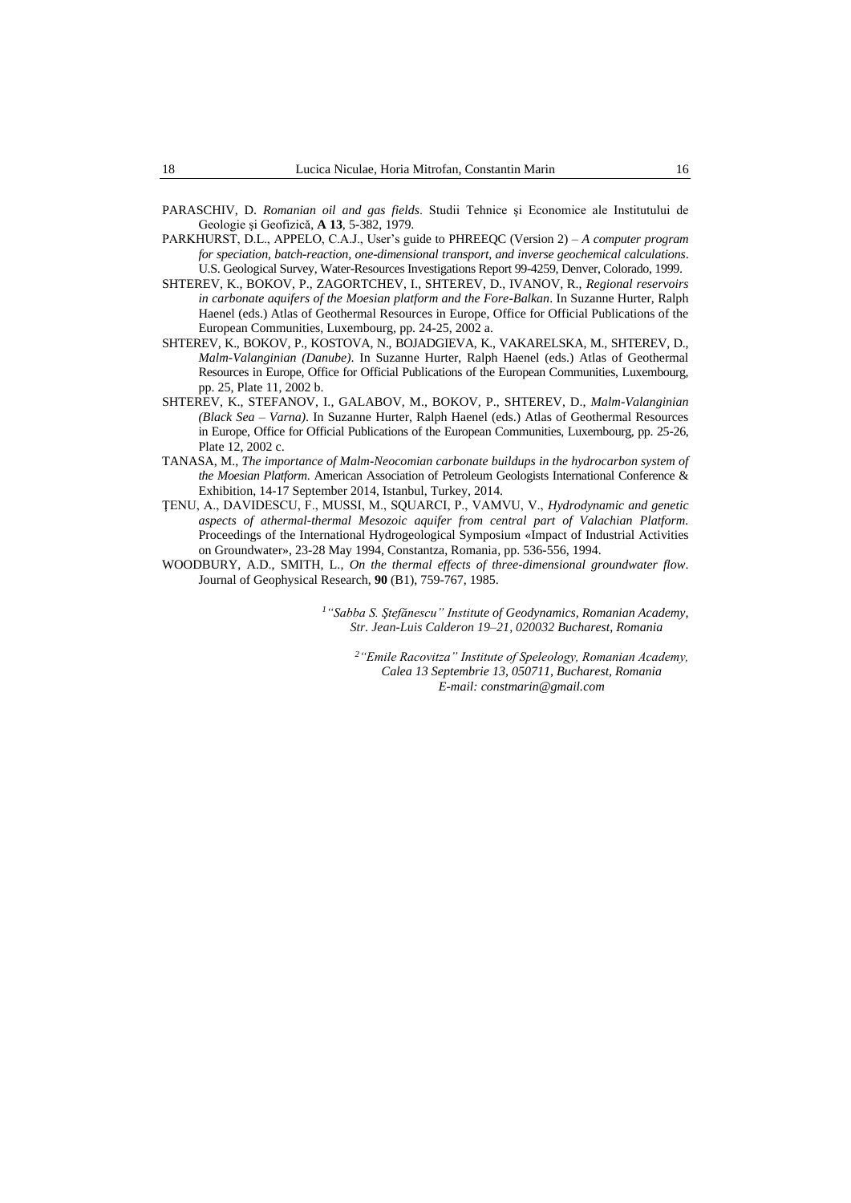PARASCHIV, D. *Romanian oil and gas fields*. Studii Tehnice şi Economice ale Institutului de Geologie şi Geofizică, **A 13**, 5-382, 1979.

PARKHURST, D.L., APPELO, C.A.J., User's guide to PHREEQC (Version 2) – *A computer program for speciation, batch-reaction, one-dimensional transport, and inverse geochemical calculations*. U.S. Geological Survey, Water-Resources Investigations Report 99-4259, Denver, Colorado, 1999.

SHTEREV, K., BOKOV, P., ZAGORTCHEV, I., SHTEREV, D., IVANOV, R., *Regional reservoirs in carbonate aquifers of the Moesian platform and the Fore-Balkan*. In Suzanne Hurter, Ralph Haenel (eds.) Atlas of Geothermal Resources in Europe, Office for Official Publications of the European Communities, Luxembourg, pp. 24-25, 2002 a.

SHTEREV, K., BOKOV, P., KOSTOVA, N., BOJADGIEVA, K., VAKARELSKA, M., SHTEREV, D., *Malm-Valanginian (Danube)*. In Suzanne Hurter, Ralph Haenel (eds.) Atlas of Geothermal Resources in Europe, Office for Official Publications of the European Communities, Luxembourg, pp. 25, Plate 11, 2002 b.

SHTEREV, K., STEFANOV, I., GALABOV, M., BOKOV, P., SHTEREV, D., *Malm-Valanginian (Black Sea – Varna)*. In Suzanne Hurter, Ralph Haenel (eds.) Atlas of Geothermal Resources in Europe, Office for Official Publications of the European Communities, Luxembourg, pp. 25-26, Plate 12, 2002 c.

TANASA, M., *The importance of Malm-Neocomian carbonate buildups in the hydrocarbon system of the Moesian Platform.* American Association of Petroleum Geologists International Conference & Exhibition, 14-17 September 2014, Istanbul, Turkey, 2014.

ŢENU, A., DAVIDESCU, F., MUSSI, M., SQUARCI, P., VAMVU, V., *Hydrodynamic and genetic aspects of athermal-thermal Mesozoic aquifer from central part of Valachian Platform*. Proceedings of the International Hydrogeological Symposium «Impact of Industrial Activities on Groundwater», 23-28 May 1994, Constantza, Romania, pp. 536-556, 1994.

WOODBURY, A.D., SMITH, L., *On the thermal effects of three-dimensional groundwater flow*. Journal of Geophysical Research, **90** (B1), 759-767, 1985.

*[1] "Sabba S. Ştefănescu" Institute of Geodynamics, Romanian Academy, Str. Jean-Luis Calderon 19–21, 020032 Bucharest, Romania*

*[2] "Emile Racovitza" Institute of Speleology, Romanian Academy, Calea 13 Septembrie 13, 050711, Bucharest, Romania E-mail: constmarin@gmail.com*